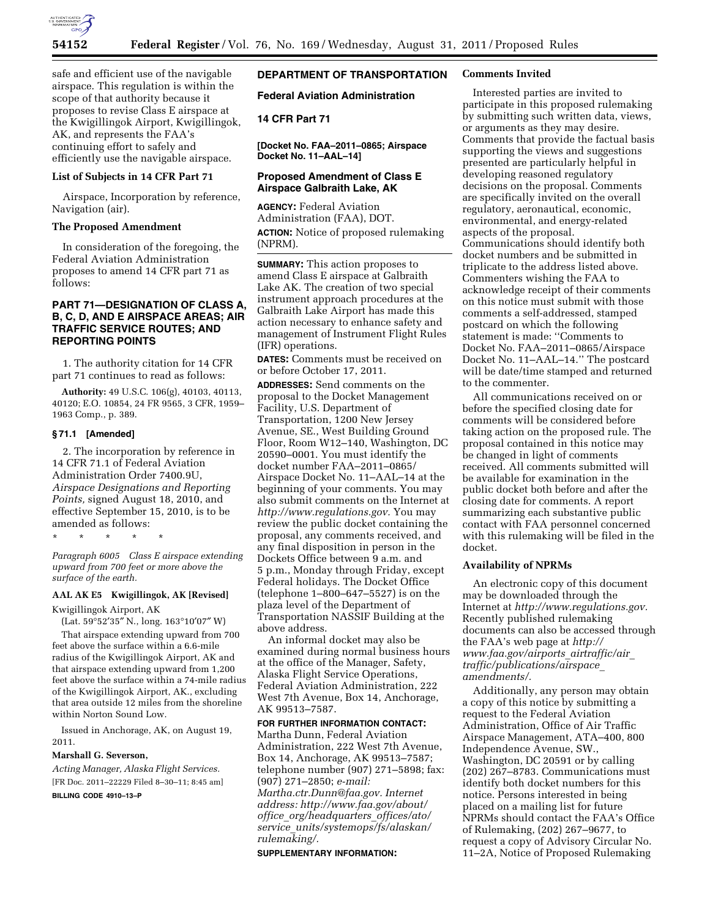safe and efficient use of the navigable airspace. This regulation is within the scope of that authority because it proposes to revise Class E airspace at the Kwigillingok Airport, Kwigillingok, AK, and represents the FAA's continuing effort to safely and efficiently use the navigable airspace.

### List of Subjects in 14 CFR Part 71

Airspace, Incorporation by reference, Navigation (air).

### The Proposed Amendment

In consideration of the foregoing, the Federal Aviation Administration proposes to amend 14 CFR part 71 as follows:

## PART 71—DESIGNATION OF CLASS A, B, C, D, AND E AIRSPACE AREAS; AIR TRAFFIC SERVICE ROUTES; AND REPORTING POINTS

1. The authority citation for 14 CFR part 71 continues to read as follows:

**Authority:** 49 U.S.C. 106(g), 40103, 40113, 40120; E.O. 10854, 24 FR 9565, 3 CFR, 1959–1963 Comp., p. 389.

### § 71.1 [Amended]

2. The incorporation by reference in 14 CFR 71.1 of Federal Aviation Administration Order 7400.9U, *Airspace Designations and Reporting Points,* signed August 18, 2010, and effective September 15, 2010, is to be amended as follows:

\* \* \* \* \*

*Paragraph 6005 Class E airspace extending upward from 700 feet or more above the surface of the earth.*

**AAL AK E5 Kwigillingok, AK [Revised]**

Kwigillingok Airport, AK

(Lat. 59°52′35″ N., long. 163°10′07″ W)

That airspace extending upward from 700 feet above the surface within a 6.6-mile radius of the Kwigillingok Airport, AK and that airspace extending upward from 1,200 feet above the surface within a 74-mile radius of the Kwigillingok Airport, AK., excluding that area outside 12 miles from the shoreline within Norton Sound Low.

Issued in Anchorage, AK, on August 19, 2011.

**Marshall G. Severson,**

*Acting Manager, Alaska Flight Services.*

[FR Doc. 2011–22229 Filed 8–30–11; 8:45 am]

**BILLING CODE 4910–13–P**

## DEPARTMENT OF TRANSPORTATION

## Federal Aviation Administration

## 14 CFR Part 71

**[Docket No. FAA–2011–0865; Airspace Docket No. 11–AAL–14]**

## Proposed Amendment of Class E Airspace Galbraith Lake, AK

**AGENCY:** Federal Aviation Administration (FAA), DOT.

**ACTION:** Notice of proposed rulemaking (NPRM).

**SUMMARY:** This action proposes to amend Class E airspace at Galbraith Lake AK. The creation of two special instrument approach procedures at the Galbraith Lake Airport has made this action necessary to enhance safety and management of Instrument Flight Rules (IFR) operations.

**DATES:** Comments must be received on or before October 17, 2011.

**ADDRESSES:** Send comments on the proposal to the Docket Management Facility, U.S. Department of Transportation, 1200 New Jersey Avenue, SE., West Building Ground Floor, Room W12–140, Washington, DC 20590–0001. You must identify the docket number FAA–2011–0865/Airspace Docket No. 11–AAL–14 at the beginning of your comments. You may also submit comments on the Internet at *http://www.regulations.gov.* You may review the public docket containing the proposal, any comments received, and any final disposition in person in the Dockets Office between 9 a.m. and 5 p.m., Monday through Friday, except Federal holidays. The Docket Office (telephone 1–800–647–5527) is on the plaza level of the Department of Transportation NASSIF Building at the above address.

An informal docket may also be examined during normal business hours at the office of the Manager, Safety, Alaska Flight Service Operations, Federal Aviation Administration, 222 West 7th Avenue, Box 14, Anchorage, AK 99513–7587.

**FOR FURTHER INFORMATION CONTACT:** Martha Dunn, Federal Aviation Administration, 222 West 7th Avenue, Box 14, Anchorage, AK 99513–7587; telephone number (907) 271–5898; fax: (907) 271–2850; *e-mail: Martha.ctr.Dunn@faa.gov. Internet address: http://www.faa.gov/about/office_org/headquarters_offices/ato/service_units/systemops/fs/alaskan/rulemaking/.*

**SUPPLEMENTARY INFORMATION:**

### Comments Invited

Interested parties are invited to participate in this proposed rulemaking by submitting such written data, views, or arguments as they may desire. Comments that provide the factual basis supporting the views and suggestions presented are particularly helpful in developing reasoned regulatory decisions on the proposal. Comments are specifically invited on the overall regulatory, aeronautical, economic, environmental, and energy-related aspects of the proposal. Communications should identify both docket numbers and be submitted in triplicate to the address listed above. Commenters wishing the FAA to acknowledge receipt of their comments on this notice must submit with those comments a self-addressed, stamped postcard on which the following statement is made: "Comments to Docket No. FAA–2011–0865/Airspace Docket No. 11–AAL–14." The postcard will be date/time stamped and returned to the commenter.

All communications received on or before the specified closing date for comments will be considered before taking action on the proposed rule. The proposal contained in this notice may be changed in light of comments received. All comments submitted will be available for examination in the public docket both before and after the closing date for comments. A report summarizing each substantive public contact with FAA personnel concerned with this rulemaking will be filed in the docket.

### Availability of NPRMs

An electronic copy of this document may be downloaded through the Internet at *http://www.regulations.gov.* Recently published rulemaking documents can also be accessed through the FAA's web page at *http://www.faa.gov/airports_airtraffic/air_traffic/publications/airspace_amendments/.*

Additionally, any person may obtain a copy of this notice by submitting a request to the Federal Aviation Administration, Office of Air Traffic Airspace Management, ATA–400, 800 Independence Avenue, SW., Washington, DC 20591 or by calling (202) 267–8783. Communications must identify both docket numbers for this notice. Persons interested in being placed on a mailing list for future NPRMs should contact the FAA's Office of Rulemaking, (202) 267–9677, to request a copy of Advisory Circular No. 11–2A, Notice of Proposed Rulemaking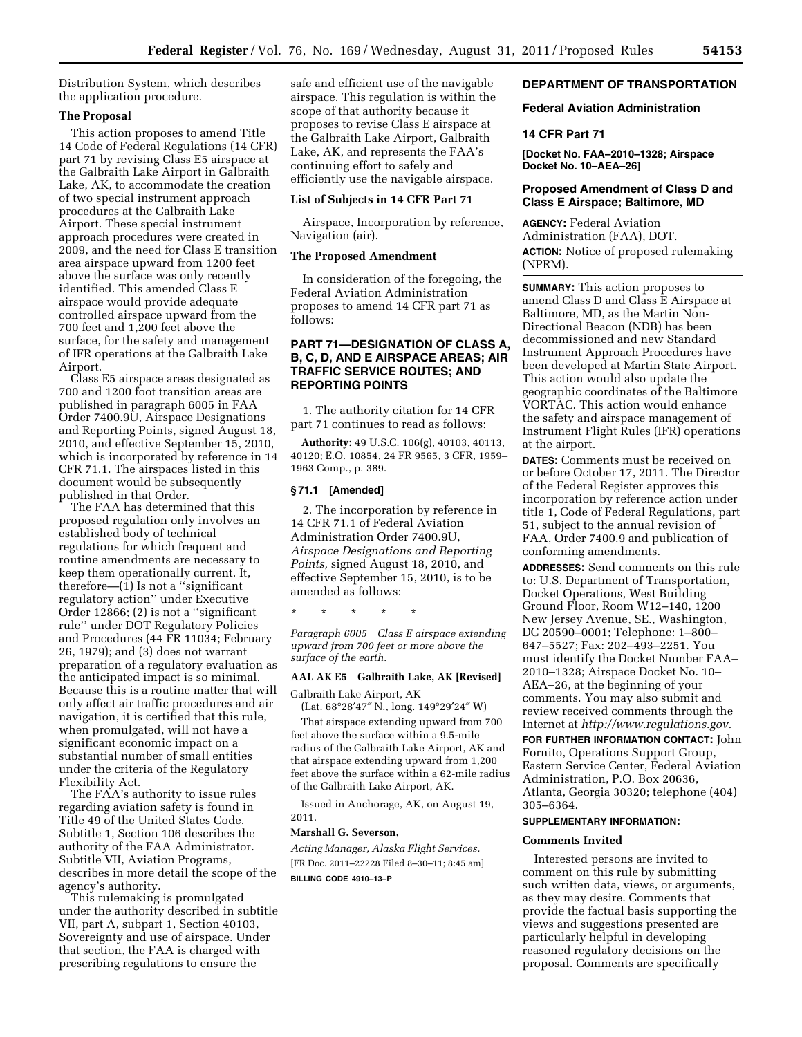Distribution System, which describes the application procedure.

**The Proposal**

This action proposes to amend Title 14 Code of Federal Regulations (14 CFR) part 71 by revising Class E5 airspace at the Galbraith Lake Airport in Galbraith Lake, AK, to accommodate the creation of two special instrument approach procedures at the Galbraith Lake Airport. These special instrument approach procedures were created in 2009, and the need for Class E transition area airspace upward from 1200 feet above the surface was only recently identified. This amended Class E airspace would provide adequate controlled airspace upward from the 700 feet and 1,200 feet above the surface, for the safety and management of IFR operations at the Galbraith Lake Airport.

Class E5 airspace areas designated as 700 and 1200 foot transition areas are published in paragraph 6005 in FAA Order 7400.9U, Airspace Designations and Reporting Points, signed August 18, 2010, and effective September 15, 2010, which is incorporated by reference in 14 CFR 71.1. The airspaces listed in this document would be subsequently published in that Order.

The FAA has determined that this proposed regulation only involves an established body of technical regulations for which frequent and routine amendments are necessary to keep them operationally current. It, therefore—(1) Is not a ''significant regulatory action'' under Executive Order 12866; (2) is not a ''significant rule'' under DOT Regulatory Policies and Procedures (44 FR 11034; February 26, 1979); and (3) does not warrant preparation of a regulatory evaluation as the anticipated impact is so minimal. Because this is a routine matter that will only affect air traffic procedures and air navigation, it is certified that this rule, when promulgated, will not have a significant economic impact on a substantial number of small entities under the criteria of the Regulatory Flexibility Act.

The FAA's authority to issue rules regarding aviation safety is found in Title 49 of the United States Code. Subtitle 1, Section 106 describes the authority of the FAA Administrator. Subtitle VII, Aviation Programs, describes in more detail the scope of the agency's authority.

This rulemaking is promulgated under the authority described in subtitle VII, part A, subpart 1, Section 40103, Sovereignty and use of airspace. Under that section, the FAA is charged with prescribing regulations to ensure the safe and efficient use of the navigable airspace. This regulation is within the scope of that authority because it proposes to revise Class E airspace at the Galbraith Lake Airport, Galbraith Lake, AK, and represents the FAA's continuing effort to safely and efficiently use the navigable airspace.

**List of Subjects in 14 CFR Part 71**

Airspace, Incorporation by reference, Navigation (air).

**The Proposed Amendment**

In consideration of the foregoing, the Federal Aviation Administration proposes to amend 14 CFR part 71 as follows:

## PART 71—DESIGNATION OF CLASS A, B, C, D, AND E AIRSPACE AREAS; AIR TRAFFIC SERVICE ROUTES; AND REPORTING POINTS

1. The authority citation for 14 CFR part 71 continues to read as follows:

**Authority:** 49 U.S.C. 106(g), 40103, 40113, 40120; E.O. 10854, 24 FR 9565, 3 CFR, 1959–1963 Comp., p. 389.

**§ 71.1 [Amended]**

2. The incorporation by reference in 14 CFR 71.1 of Federal Aviation Administration Order 7400.9U, *Airspace Designations and Reporting Points,* signed August 18, 2010, and effective September 15, 2010, is to be amended as follows:

\* \* \* \* \*

*Paragraph 6005 Class E airspace extending upward from 700 feet or more above the surface of the earth.*

**AAL AK E5 Galbraith Lake, AK [Revised]**

Galbraith Lake Airport, AK

(Lat. 68°28′47″ N., long. 149°29′24″ W)

That airspace extending upward from 700 feet above the surface within a 9.5-mile radius of the Galbraith Lake Airport, AK and that airspace extending upward from 1,200 feet above the surface within a 62-mile radius of the Galbraith Lake Airport, AK.

Issued in Anchorage, AK, on August 19, 2011.

**Marshall G. Severson,**

*Acting Manager, Alaska Flight Services.*

[FR Doc. 2011–22228 Filed 8–30–11; 8:45 am]

**BILLING CODE 4910–13–P**

**DEPARTMENT OF TRANSPORTATION**

**Federal Aviation Administration**

**14 CFR Part 71**

**[Docket No. FAA–2010–1328; Airspace Docket No. 10–AEA–26]**

## Proposed Amendment of Class D and Class E Airspace; Baltimore, MD

**AGENCY:** Federal Aviation Administration (FAA), DOT.

**ACTION:** Notice of proposed rulemaking (NPRM).

**SUMMARY:** This action proposes to amend Class D and Class E Airspace at Baltimore, MD, as the Martin Non-Directional Beacon (NDB) has been decommissioned and new Standard Instrument Approach Procedures have been developed at Martin State Airport. This action would also update the geographic coordinates of the Baltimore VORTAC. This action would enhance the safety and airspace management of Instrument Flight Rules (IFR) operations at the airport.

**DATES:** Comments must be received on or before October 17, 2011. The Director of the Federal Register approves this incorporation by reference action under title 1, Code of Federal Regulations, part 51, subject to the annual revision of FAA, Order 7400.9 and publication of conforming amendments.

**ADDRESSES:** Send comments on this rule to: U.S. Department of Transportation, Docket Operations, West Building Ground Floor, Room W12–140, 1200 New Jersey Avenue, SE., Washington, DC 20590–0001; Telephone: 1–800–647–5527; Fax: 202–493–2251. You must identify the Docket Number FAA–2010–1328; Airspace Docket No. 10–AEA–26, at the beginning of your comments. You may also submit and review received comments through the Internet at *http://www.regulations.gov.*

**FOR FURTHER INFORMATION CONTACT:** John Fornito, Operations Support Group, Eastern Service Center, Federal Aviation Administration, P.O. Box 20636, Atlanta, Georgia 30320; telephone (404) 305–6364.

**SUPPLEMENTARY INFORMATION:**

**Comments Invited**

Interested persons are invited to comment on this rule by submitting such written data, views, or arguments, as they may desire. Comments that provide the factual basis supporting the views and suggestions presented are particularly helpful in developing reasoned regulatory decisions on the proposal. Comments are specifically